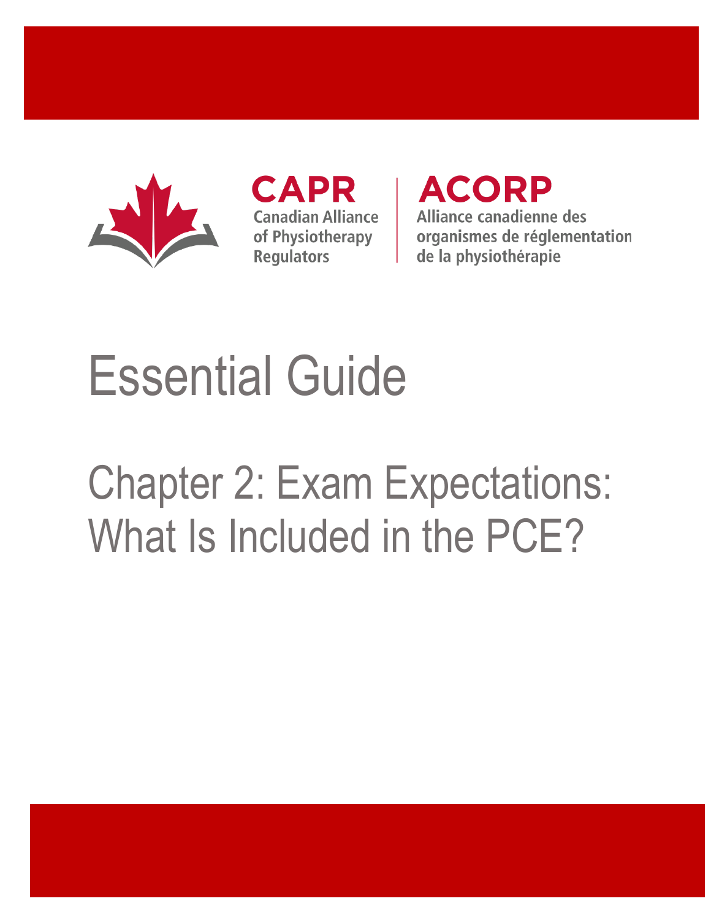CAPR
Canadian Alliance of Physiotherapy Regulators

ACORP
Alliance canadienne des organismes de réglementation de la physiothérapie

# Essential Guide

## Chapter 2: Exam Expectations: What Is Included in the PCE?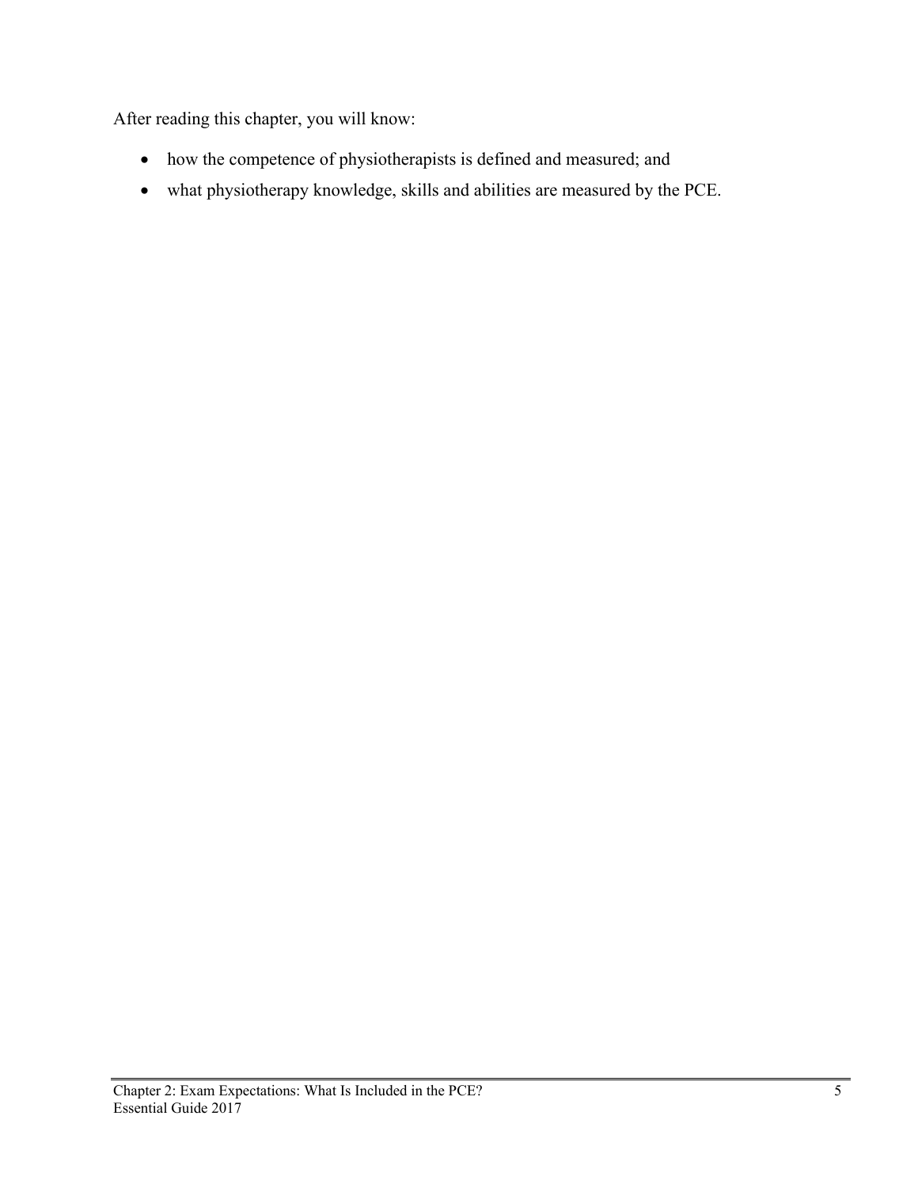After reading this chapter, you will know:

- how the competence of physiotherapists is defined and measured; and
- what physiotherapy knowledge, skills and abilities are measured by the PCE.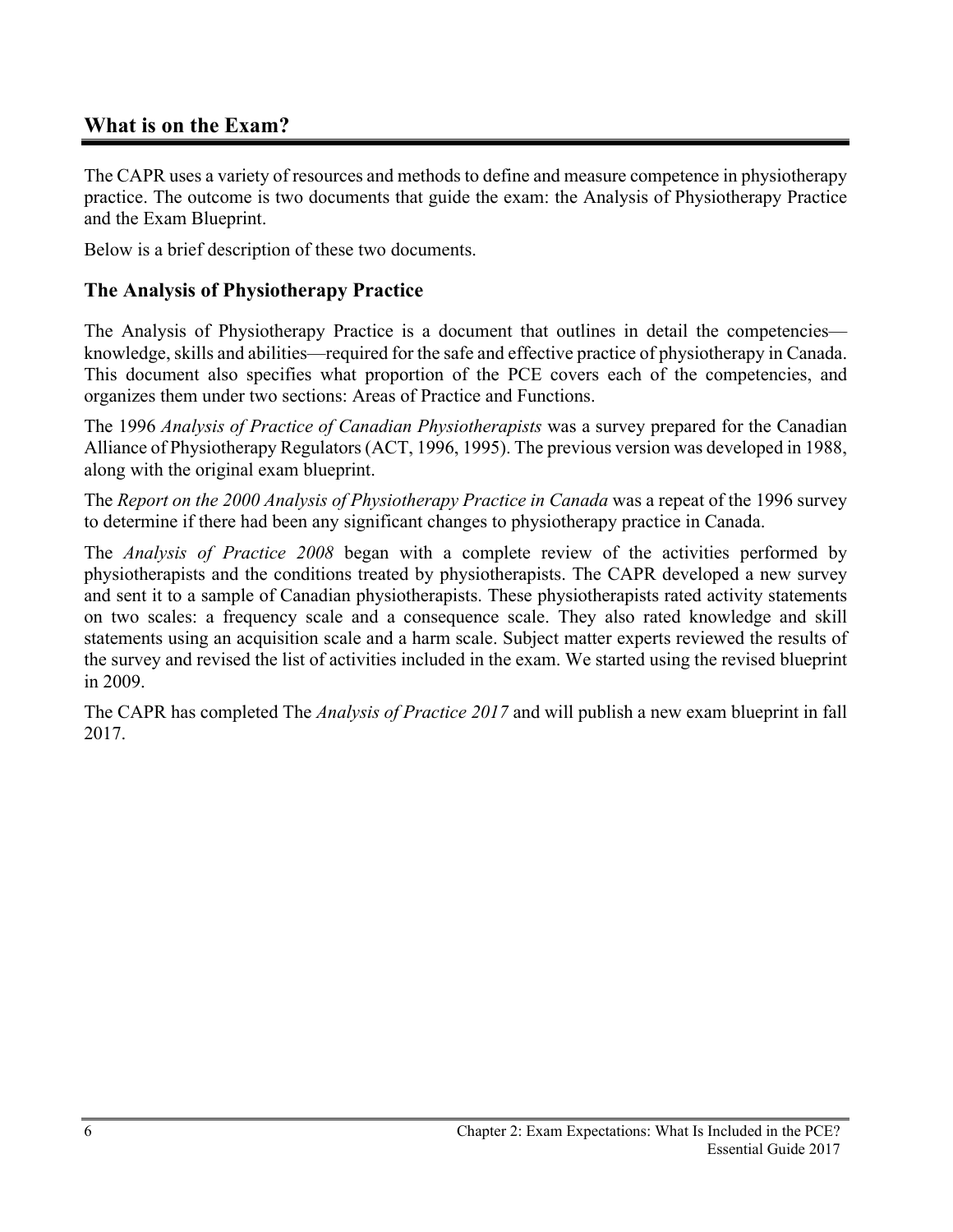## What is on the Exam?

The CAPR uses a variety of resources and methods to define and measure competence in physiotherapy practice. The outcome is two documents that guide the exam: the Analysis of Physiotherapy Practice and the Exam Blueprint.

Below is a brief description of these two documents.

### The Analysis of Physiotherapy Practice

The Analysis of Physiotherapy Practice is a document that outlines in detail the competencies—knowledge, skills and abilities—required for the safe and effective practice of physiotherapy in Canada. This document also specifies what proportion of the PCE covers each of the competencies, and organizes them under two sections: Areas of Practice and Functions.

The 1996 *Analysis of Practice of Canadian Physiotherapists* was a survey prepared for the Canadian Alliance of Physiotherapy Regulators (ACT, 1996, 1995). The previous version was developed in 1988, along with the original exam blueprint.

The *Report on the 2000 Analysis of Physiotherapy Practice in Canada* was a repeat of the 1996 survey to determine if there had been any significant changes to physiotherapy practice in Canada.

The *Analysis of Practice 2008* began with a complete review of the activities performed by physiotherapists and the conditions treated by physiotherapists. The CAPR developed a new survey and sent it to a sample of Canadian physiotherapists. These physiotherapists rated activity statements on two scales: a frequency scale and a consequence scale. They also rated knowledge and skill statements using an acquisition scale and a harm scale. Subject matter experts reviewed the results of the survey and revised the list of activities included in the exam. We started using the revised blueprint in 2009.

The CAPR has completed The *Analysis of Practice 2017* and will publish a new exam blueprint in fall 2017.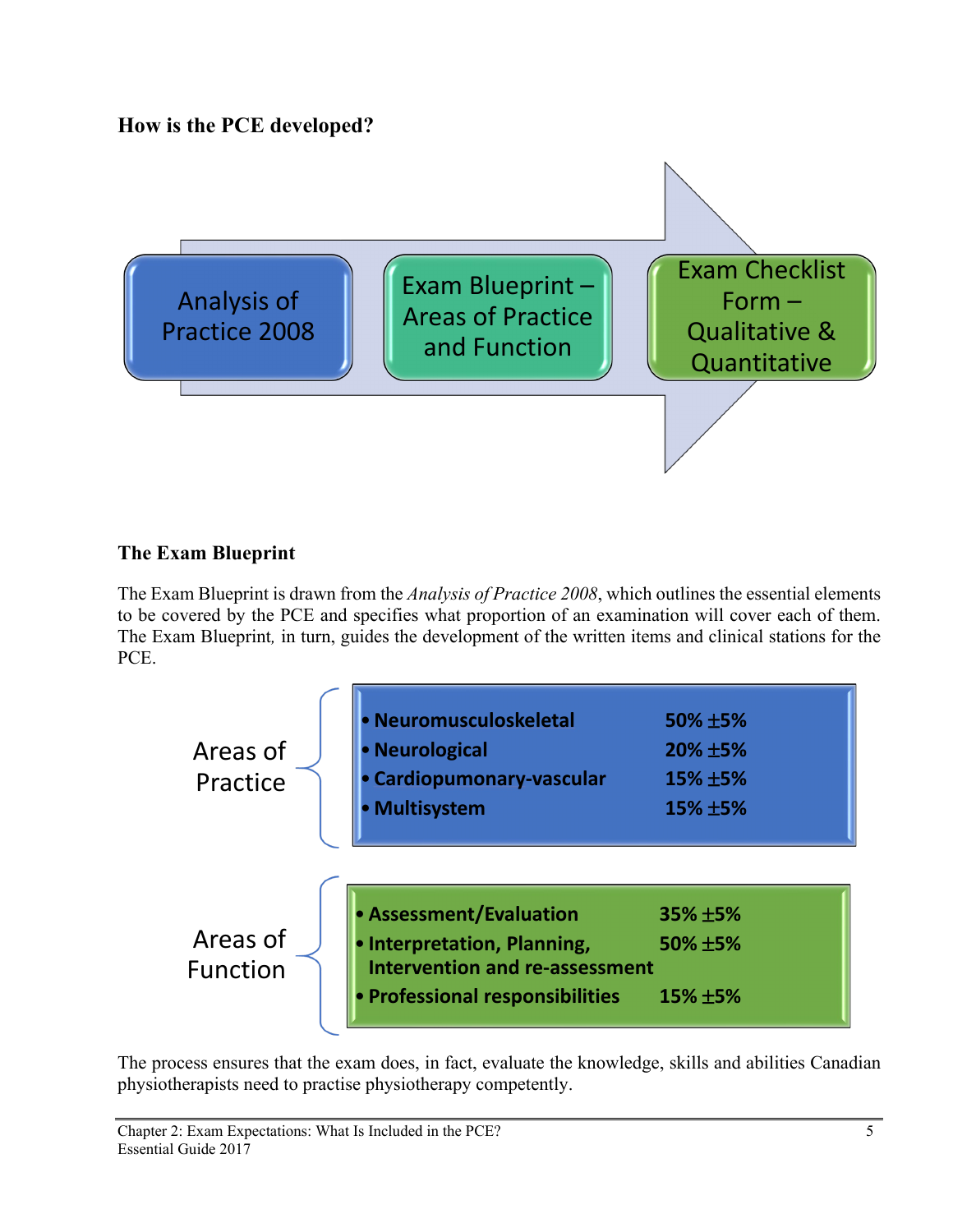### How is the PCE developed?

Analysis of Practice 2008 → Exam Blueprint – Areas of Practice and Function → Exam Checklist Form – Qualitative & Quantitative

### The Exam Blueprint

The Exam Blueprint is drawn from the *Analysis of Practice 2008*, which outlines the essential elements to be covered by the PCE and specifies what proportion of an examination will cover each of them. The Exam Blueprint*,* in turn, guides the development of the written items and clinical stations for the PCE.

**Areas of Practice**

| Area | Proportion |
| --- | --- |
| **Neuromusculoskeletal** | **50% ±5%** |
| **Neurological** | **20% ±5%** |
| **Cardiopumonary-vascular** | **15% ±5%** |
| **Multisystem** | **15% ±5%** |

**Areas of Function**

| Area | Proportion |
| --- | --- |
| **Assessment/Evaluation** | **35% ±5%** |
| **Interpretation, Planning, Intervention and re-assessment** | **50% ±5%** |
| **Professional responsibilities** | **15% ±5%** |

The process ensures that the exam does, in fact, evaluate the knowledge, skills and abilities Canadian physiotherapists need to practise physiotherapy competently.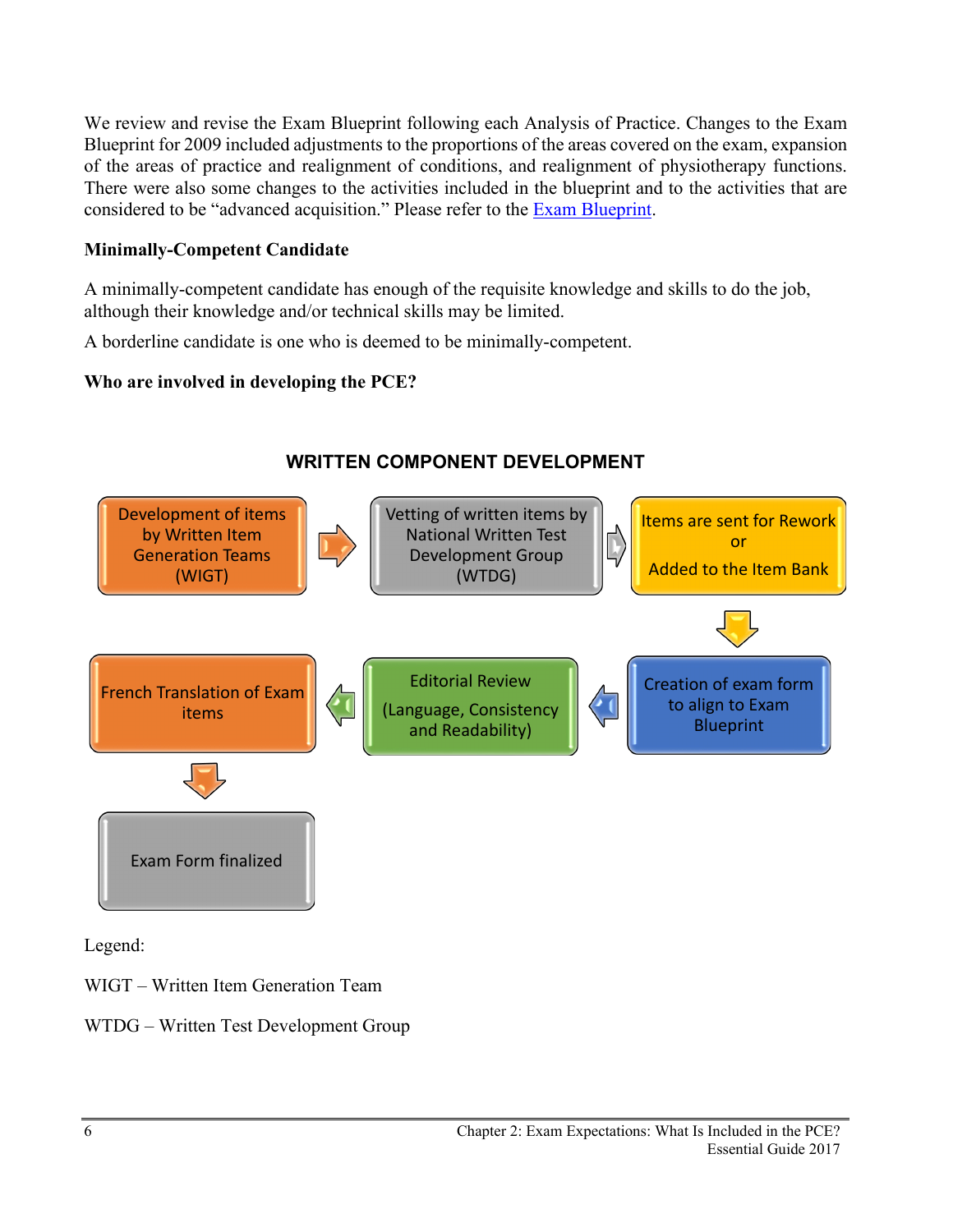We review and revise the Exam Blueprint following each Analysis of Practice. Changes to the Exam Blueprint for 2009 included adjustments to the proportions of the areas covered on the exam, expansion of the areas of practice and realignment of conditions, and realignment of physiotherapy functions. There were also some changes to the activities included in the blueprint and to the activities that are considered to be "advanced acquisition." Please refer to the Exam Blueprint.

**Minimally-Competent Candidate**

A minimally-competent candidate has enough of the requisite knowledge and skills to do the job, although their knowledge and/or technical skills may be limited.

A borderline candidate is one who is deemed to be minimally-competent.

**Who are involved in developing the PCE?**

**WRITTEN COMPONENT DEVELOPMENT**

Development of items by Written Item Generation Teams (WIGT) → Vetting of written items by National Written Test Development Group (WTDG) → Items are sent for Rework or Added to the Item Bank → Creation of exam form to align to Exam Blueprint → Editorial Review (Language, Consistency and Readability) → French Translation of Exam items → Exam Form finalized

Legend:

WIGT – Written Item Generation Team

WTDG – Written Test Development Group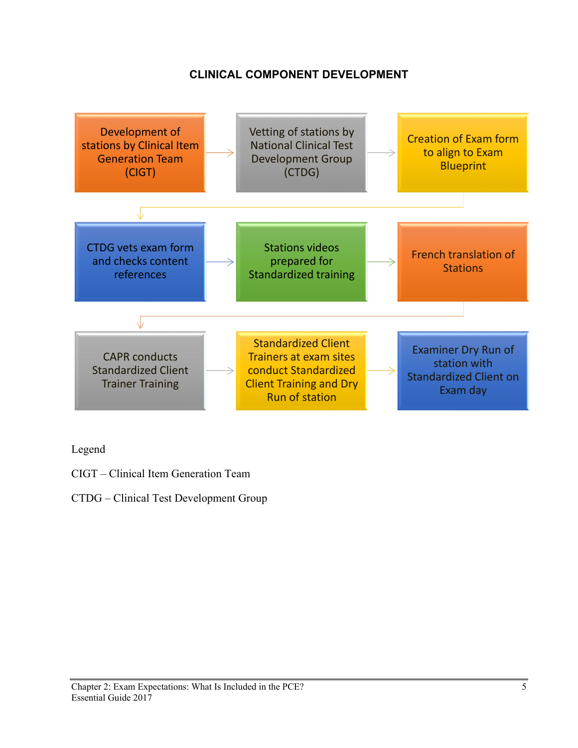## CLINICAL COMPONENT DEVELOPMENT

1. Development of stations by Clinical Item Generation Team (CIGT)
2. Vetting of stations by National Clinical Test Development Group (CTDG)
3. Creation of Exam form to align to Exam Blueprint
4. CTDG vets exam form and checks content references
5. Stations videos prepared for Standardized training
6. French translation of Stations
7. CAPR conducts Standardized Client Trainer Training
8. Standardized Client Trainers at exam sites conduct Standardized Client Training and Dry Run of station
9. Examiner Dry Run of station with Standardized Client on Exam day

Legend

CIGT – Clinical Item Generation Team

CTDG – Clinical Test Development Group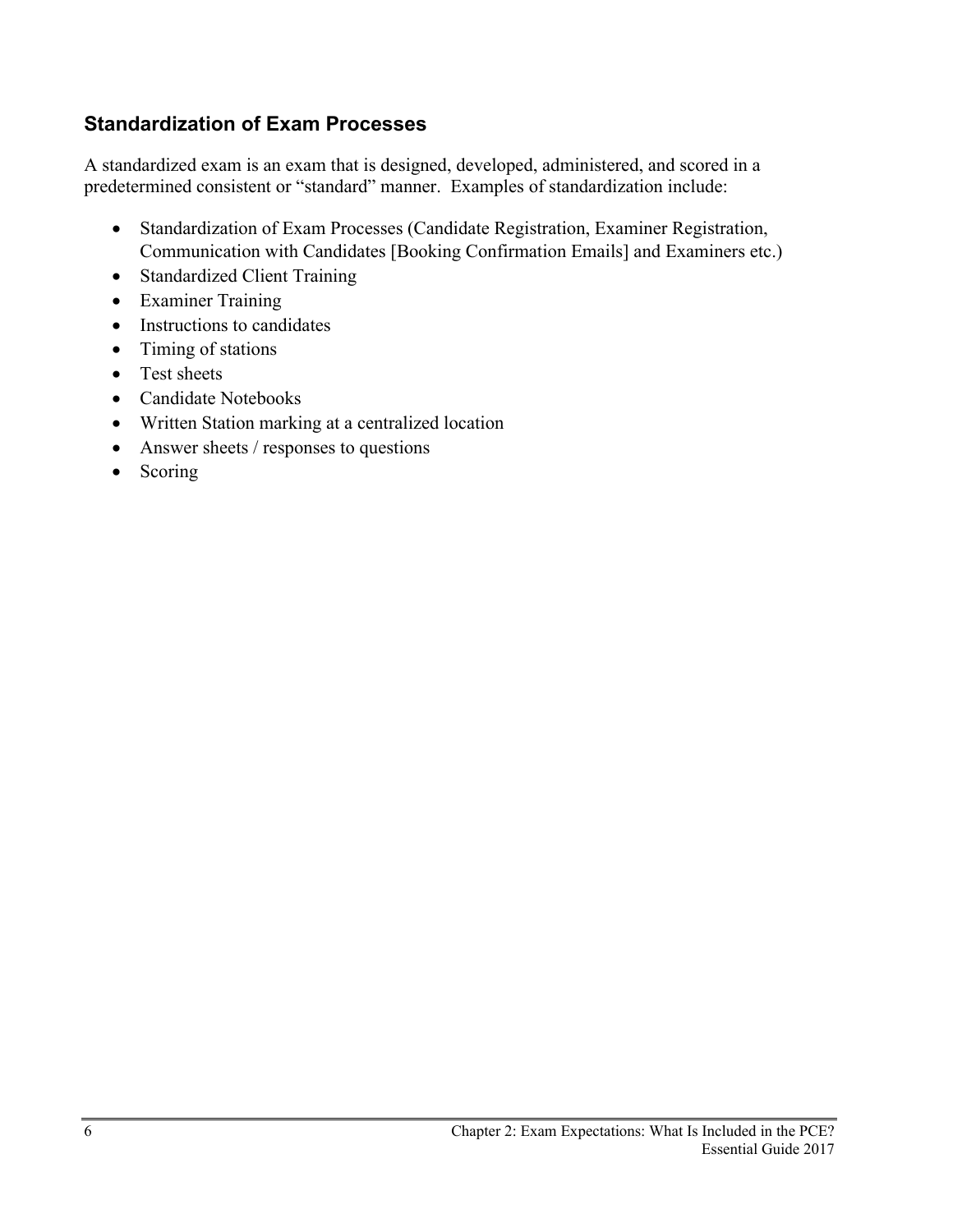## Standardization of Exam Processes

A standardized exam is an exam that is designed, developed, administered, and scored in a predetermined consistent or "standard" manner. Examples of standardization include:

- Standardization of Exam Processes (Candidate Registration, Examiner Registration, Communication with Candidates [Booking Confirmation Emails] and Examiners etc.)
- Standardized Client Training
- Examiner Training
- Instructions to candidates
- Timing of stations
- Test sheets
- Candidate Notebooks
- Written Station marking at a centralized location
- Answer sheets / responses to questions
- Scoring